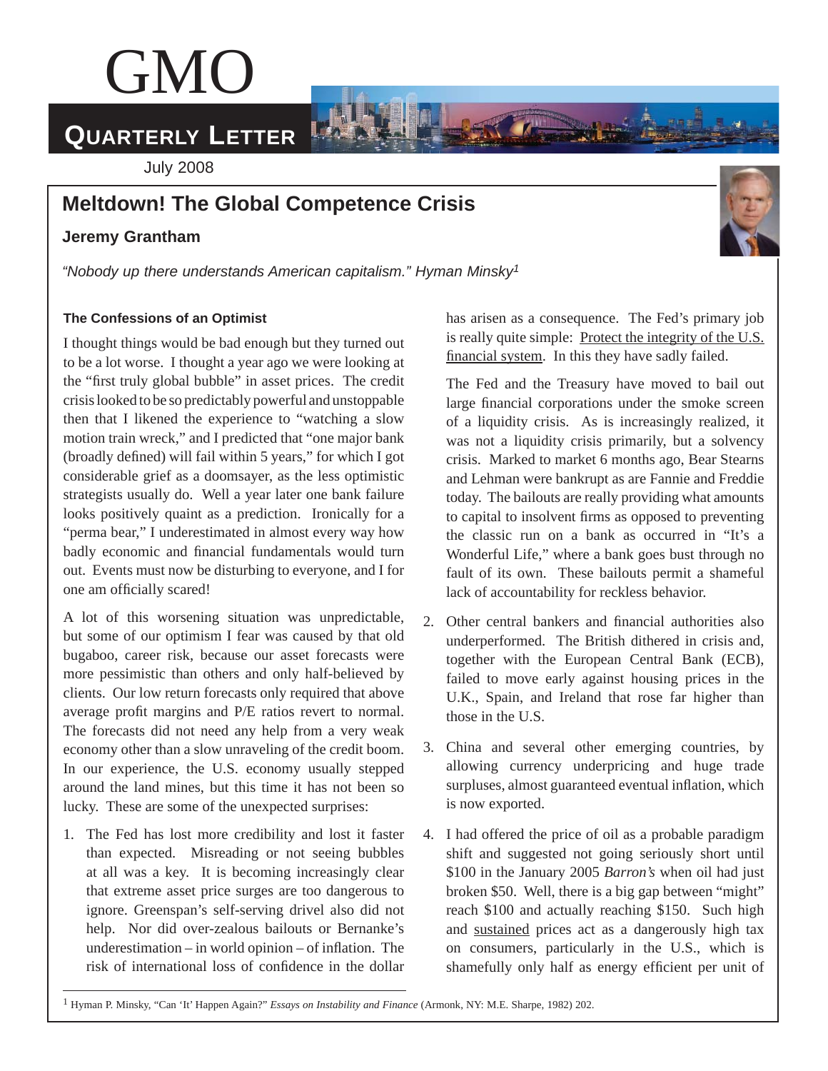# GMO

## Quarterly Letter

July 2008

## Meltdown! The Global Competence Crisis

**Jeremy Grantham**

*"Nobody up there understands American capitalism." Hyman Minsky*[1]

### The Confessions of an Optimist

I thought things would be bad enough but they turned out to be a lot worse. I thought a year ago we were looking at the "first truly global bubble" in asset prices. The credit crisis looked to be so predictably powerful and unstoppable then that I likened the experience to "watching a slow motion train wreck," and I predicted that "one major bank (broadly defined) will fail within 5 years," for which I got considerable grief as a doomsayer, as the less optimistic strategists usually do. Well a year later one bank failure looks positively quaint as a prediction. Ironically for a "perma bear," I underestimated in almost every way how badly economic and financial fundamentals would turn out. Events must now be disturbing to everyone, and I for one am officially scared!

A lot of this worsening situation was unpredictable, but some of our optimism I fear was caused by that old bugaboo, career risk, because our asset forecasts were more pessimistic than others and only half-believed by clients. Our low return forecasts only required that above average profit margins and P/E ratios revert to normal. The forecasts did not need any help from a very weak economy other than a slow unraveling of the credit boom. In our experience, the U.S. economy usually stepped around the land mines, but this time it has not been so lucky. These are some of the unexpected surprises:

1. The Fed has lost more credibility and lost it faster than expected. Misreading or not seeing bubbles at all was a key. It is becoming increasingly clear that extreme asset price surges are too dangerous to ignore. Greenspan's self-serving drivel also did not help. Nor did over-zealous bailouts or Bernanke's underestimation – in world opinion – of inflation. The risk of international loss of confidence in the dollar has arisen as a consequence. The Fed's primary job is really quite simple: Protect the integrity of the U.S. financial system. In this they have sadly failed.

   The Fed and the Treasury have moved to bail out large financial corporations under the smoke screen of a liquidity crisis. As is increasingly realized, it was not a liquidity crisis primarily, but a solvency crisis. Marked to market 6 months ago, Bear Stearns and Lehman were bankrupt as are Fannie and Freddie today. The bailouts are really providing what amounts to capital to insolvent firms as opposed to preventing the classic run on a bank as occurred in "It's a Wonderful Life," where a bank goes bust through no fault of its own. These bailouts permit a shameful lack of accountability for reckless behavior.

2. Other central bankers and financial authorities also underperformed. The British dithered in crisis and, together with the European Central Bank (ECB), failed to move early against housing prices in the U.K., Spain, and Ireland that rose far higher than those in the U.S.

3. China and several other emerging countries, by allowing currency underpricing and huge trade surpluses, almost guaranteed eventual inflation, which is now exported.

4. I had offered the price of oil as a probable paradigm shift and suggested not going seriously short until $100 in the January 2005 *Barron's* when oil had just broken $50. Well, there is a big gap between "might" reach $100 and actually reaching $150. Such high and sustained prices act as a dangerously high tax on consumers, particularly in the U.S., which is shamefully only half as energy efficient per unit of

[1] Hyman P. Minsky, "Can 'It' Happen Again?" *Essays on Instability and Finance* (Armonk, NY: M.E. Sharpe, 1982) 202.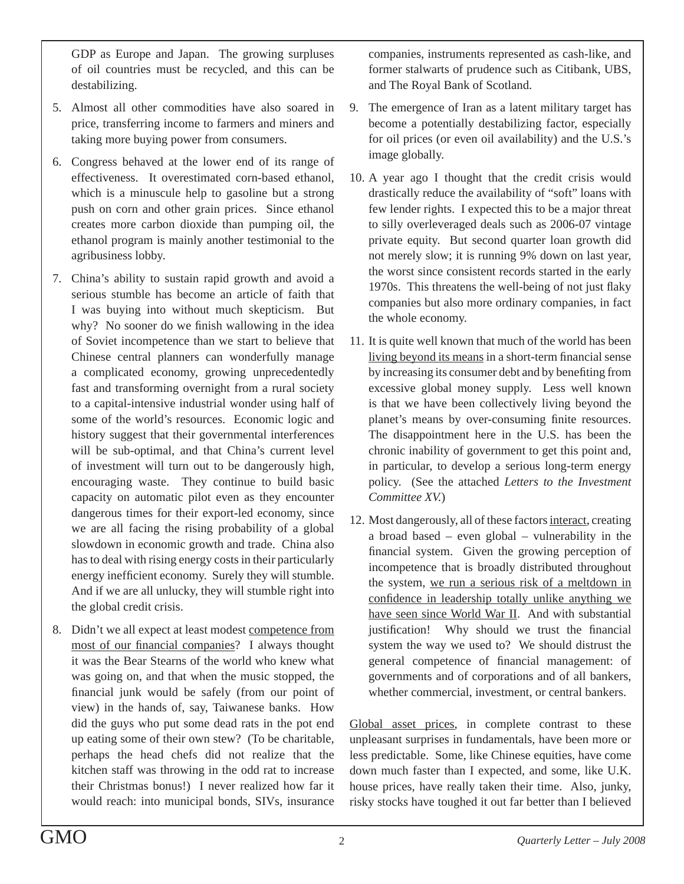GDP as Europe and Japan. The growing surpluses of oil countries must be recycled, and this can be destabilizing.

5. Almost all other commodities have also soared in price, transferring income to farmers and miners and taking more buying power from consumers.

6. Congress behaved at the lower end of its range of effectiveness. It overestimated corn-based ethanol, which is a minuscule help to gasoline but a strong push on corn and other grain prices. Since ethanol creates more carbon dioxide than pumping oil, the ethanol program is mainly another testimonial to the agribusiness lobby.

7. China's ability to sustain rapid growth and avoid a serious stumble has become an article of faith that I was buying into without much skepticism. But why? No sooner do we finish wallowing in the idea of Soviet incompetence than we start to believe that Chinese central planners can wonderfully manage a complicated economy, growing unprecedentedly fast and transforming overnight from a rural society to a capital-intensive industrial wonder using half of some of the world's resources. Economic logic and history suggest that their governmental interferences will be sub-optimal, and that China's current level of investment will turn out to be dangerously high, encouraging waste. They continue to build basic capacity on automatic pilot even as they encounter dangerous times for their export-led economy, since we are all facing the rising probability of a global slowdown in economic growth and trade. China also has to deal with rising energy costs in their particularly energy inefficient economy. Surely they will stumble. And if we are all unlucky, they will stumble right into the global credit crisis.

8. Didn't we all expect at least modest competence from most of our financial companies? I always thought it was the Bear Stearns of the world who knew what was going on, and that when the music stopped, the financial junk would be safely (from our point of view) in the hands of, say, Taiwanese banks. How did the guys who put some dead rats in the pot end up eating some of their own stew? (To be charitable, perhaps the head chefs did not realize that the kitchen staff was throwing in the odd rat to increase their Christmas bonus!) I never realized how far it would reach: into municipal bonds, SIVs, insurance companies, instruments represented as cash-like, and former stalwarts of prudence such as Citibank, UBS, and The Royal Bank of Scotland.

9. The emergence of Iran as a latent military target has become a potentially destabilizing factor, especially for oil prices (or even oil availability) and the U.S.'s image globally.

10. A year ago I thought that the credit crisis would drastically reduce the availability of "soft" loans with few lender rights. I expected this to be a major threat to silly overleveraged deals such as 2006-07 vintage private equity. But second quarter loan growth did not merely slow; it is running 9% down on last year, the worst since consistent records started in the early 1970s. This threatens the well-being of not just flaky companies but also more ordinary companies, in fact the whole economy.

11. It is quite well known that much of the world has been living beyond its means in a short-term financial sense by increasing its consumer debt and by benefiting from excessive global money supply. Less well known is that we have been collectively living beyond the planet's means by over-consuming finite resources. The disappointment here in the U.S. has been the chronic inability of government to get this point and, in particular, to develop a serious long-term energy policy. (See the attached *Letters to the Investment Committee XV.*)

12. Most dangerously, all of these factors interact, creating a broad based – even global – vulnerability in the financial system. Given the growing perception of incompetence that is broadly distributed throughout the system, we run a serious risk of a meltdown in confidence in leadership totally unlike anything we have seen since World War II. And with substantial justification! Why should we trust the financial system the way we used to? We should distrust the general competence of financial management: of governments and of corporations and of all bankers, whether commercial, investment, or central bankers.

Global asset prices, in complete contrast to these unpleasant surprises in fundamentals, have been more or less predictable. Some, like Chinese equities, have come down much faster than I expected, and some, like U.K. house prices, have really taken their time. Also, junky, risky stocks have toughed it out far better than I believed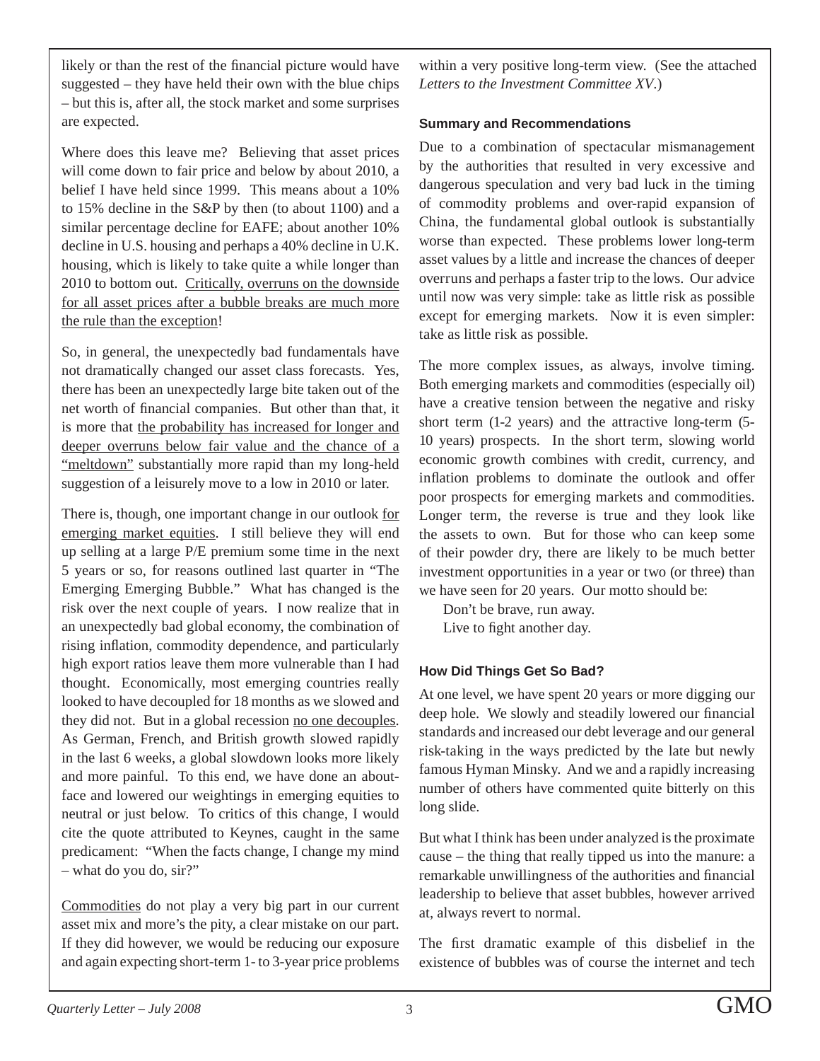likely or than the rest of the financial picture would have suggested – they have held their own with the blue chips – but this is, after all, the stock market and some surprises are expected.

Where does this leave me? Believing that asset prices will come down to fair price and below by about 2010, a belief I have held since 1999. This means about a 10% to 15% decline in the S&P by then (to about 1100) and a similar percentage decline for EAFE; about another 10% decline in U.S. housing and perhaps a 40% decline in U.K. housing, which is likely to take quite a while longer than 2010 to bottom out. <u>Critically, overruns on the downside for all asset prices after a bubble breaks are much more the rule than the exception</u>!

So, in general, the unexpectedly bad fundamentals have not dramatically changed our asset class forecasts. Yes, there has been an unexpectedly large bite taken out of the net worth of financial companies. But other than that, it is more that <u>the probability has increased for longer and deeper overruns below fair value and the chance of a "meltdown"</u> substantially more rapid than my long-held suggestion of a leisurely move to a low in 2010 or later.

There is, though, one important change in our outlook <u>for emerging market equities</u>. I still believe they will end up selling at a large P/E premium some time in the next 5 years or so, for reasons outlined last quarter in "The Emerging Emerging Bubble." What has changed is the risk over the next couple of years. I now realize that in an unexpectedly bad global economy, the combination of rising inflation, commodity dependence, and particularly high export ratios leave them more vulnerable than I had thought. Economically, most emerging countries really looked to have decoupled for 18 months as we slowed and they did not. But in a global recession <u>no one decouples</u>. As German, French, and British growth slowed rapidly in the last 6 weeks, a global slowdown looks more likely and more painful. To this end, we have done an about-face and lowered our weightings in emerging equities to neutral or just below. To critics of this change, I would cite the quote attributed to Keynes, caught in the same predicament: "When the facts change, I change my mind – what do you do, sir?"

<u>Commodities</u> do not play a very big part in our current asset mix and more's the pity, a clear mistake on our part. If they did however, we would be reducing our exposure and again expecting short-term 1- to 3-year price problems within a very positive long-term view. (See the attached *Letters to the Investment Committee XV*.)

### Summary and Recommendations

Due to a combination of spectacular mismanagement by the authorities that resulted in very excessive and dangerous speculation and very bad luck in the timing of commodity problems and over-rapid expansion of China, the fundamental global outlook is substantially worse than expected. These problems lower long-term asset values by a little and increase the chances of deeper overruns and perhaps a faster trip to the lows. Our advice until now was very simple: take as little risk as possible except for emerging markets. Now it is even simpler: take as little risk as possible.

The more complex issues, as always, involve timing. Both emerging markets and commodities (especially oil) have a creative tension between the negative and risky short term (1-2 years) and the attractive long-term (5-10 years) prospects. In the short term, slowing world economic growth combines with credit, currency, and inflation problems to dominate the outlook and offer poor prospects for emerging markets and commodities. Longer term, the reverse is true and they look like the assets to own. But for those who can keep some of their powder dry, there are likely to be much better investment opportunities in a year or two (or three) than we have seen for 20 years. Our motto should be:

Don't be brave, run away.
Live to fight another day.

### How Did Things Get So Bad?

At one level, we have spent 20 years or more digging our deep hole. We slowly and steadily lowered our financial standards and increased our debt leverage and our general risk-taking in the ways predicted by the late but newly famous Hyman Minsky. And we and a rapidly increasing number of others have commented quite bitterly on this long slide.

But what I think has been under analyzed is the proximate cause – the thing that really tipped us into the manure: a remarkable unwillingness of the authorities and financial leadership to believe that asset bubbles, however arrived at, always revert to normal.

The first dramatic example of this disbelief in the existence of bubbles was of course the internet and tech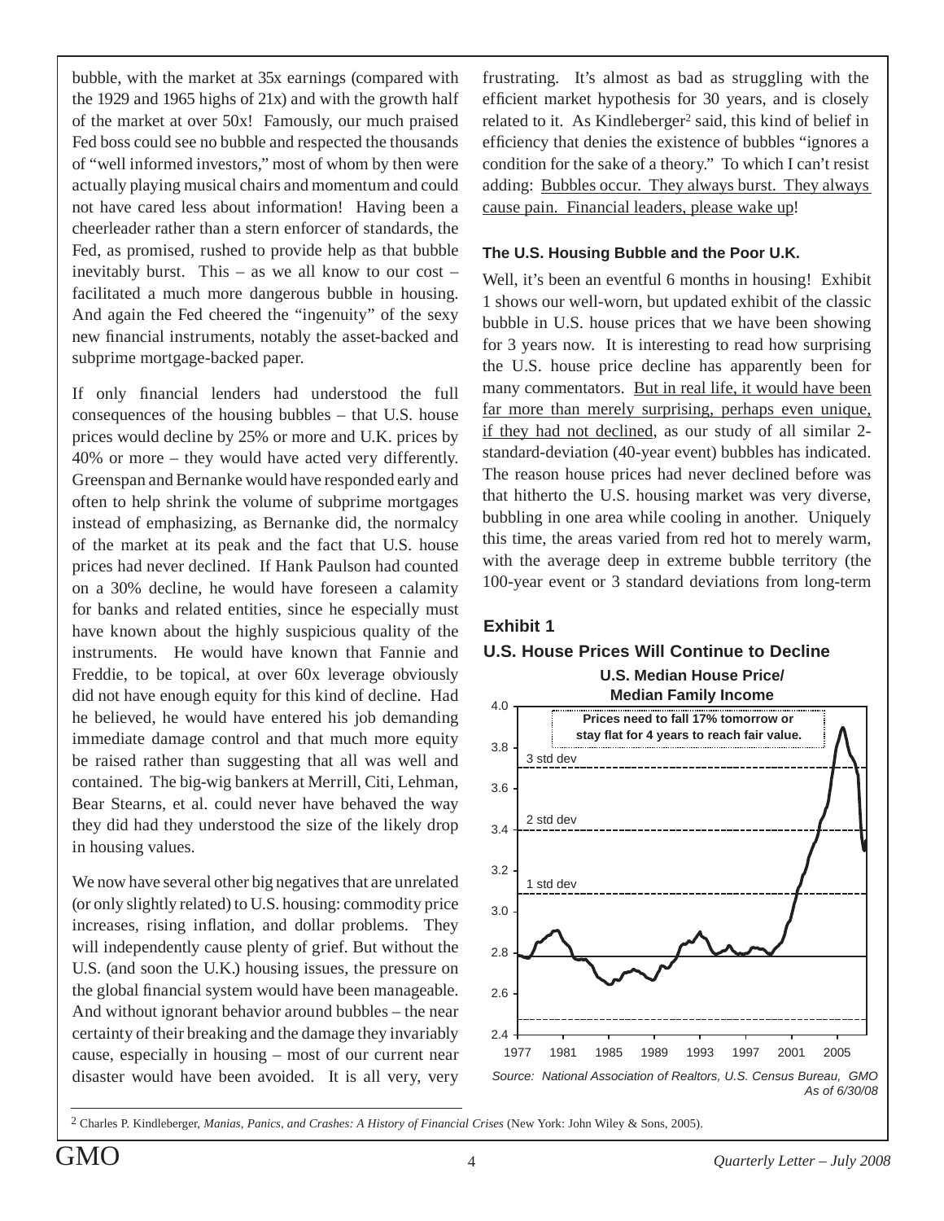bubble, with the market at 35x earnings (compared with the 1929 and 1965 highs of 21x) and with the growth half of the market at over 50x! Famously, our much praised Fed boss could see no bubble and respected the thousands of "well informed investors," most of whom by then were actually playing musical chairs and momentum and could not have cared less about information! Having been a cheerleader rather than a stern enforcer of standards, the Fed, as promised, rushed to provide help as that bubble inevitably burst. This – as we all know to our cost – facilitated a much more dangerous bubble in housing. And again the Fed cheered the "ingenuity" of the sexy new financial instruments, notably the asset-backed and subprime mortgage-backed paper.

If only financial lenders had understood the full consequences of the housing bubbles – that U.S. house prices would decline by 25% or more and U.K. prices by 40% or more – they would have acted very differently. Greenspan and Bernanke would have responded early and often to help shrink the volume of subprime mortgages instead of emphasizing, as Bernanke did, the normalcy of the market at its peak and the fact that U.S. house prices had never declined. If Hank Paulson had counted on a 30% decline, he would have foreseen a calamity for banks and related entities, since he especially must have known about the highly suspicious quality of the instruments. He would have known that Fannie and Freddie, to be topical, at over 60x leverage obviously did not have enough equity for this kind of decline. Had he believed, he would have entered his job demanding immediate damage control and that much more equity be raised rather than suggesting that all was well and contained. The big-wig bankers at Merrill, Citi, Lehman, Bear Stearns, et al. could never have behaved the way they did had they understood the size of the likely drop in housing values.

We now have several other big negatives that are unrelated (or only slightly related) to U.S. housing: commodity price increases, rising inflation, and dollar problems. They will independently cause plenty of grief. But without the U.S. (and soon the U.K.) housing issues, the pressure on the global financial system would have been manageable. And without ignorant behavior around bubbles – the near certainty of their breaking and the damage they invariably cause, especially in housing – most of our current near disaster would have been avoided. It is all very, very frustrating. It's almost as bad as struggling with the efficient market hypothesis for 30 years, and is closely related to it. As Kindleberger[2] said, this kind of belief in efficiency that denies the existence of bubbles "ignores a condition for the sake of a theory." To which I can't resist adding: Bubbles occur. They always burst. They always cause pain. Financial leaders, please wake up!

### The U.S. Housing Bubble and the Poor U.K.

Well, it's been an eventful 6 months in housing! Exhibit 1 shows our well-worn, but updated exhibit of the classic bubble in U.S. house prices that we have been showing for 3 years now. It is interesting to read how surprising the U.S. house price decline has apparently been for many commentators. But in real life, it would have been far more than merely surprising, perhaps even unique, if they had not declined, as our study of all similar 2-standard-deviation (40-year event) bubbles has indicated. The reason house prices had never declined before was that hitherto the U.S. housing market was very diverse, bubbling in one area while cooling in another. Uniquely this time, the areas varied from red hot to merely warm, with the average deep in extreme bubble territory (the 100-year event or 3 standard deviations from long-term

**Exhibit 1**

**U.S. House Prices Will Continue to Decline**

**U.S. Median House Price/ Median Family Income**

Prices need to fall 17% tomorrow or stay flat for 4 years to reach fair value.

3 std dev

2 std dev

1 std dev

4.0, 3.8, 3.6, 3.4, 3.2, 3.0, 2.8, 2.6, 2.4

1977, 1981, 1985, 1989, 1993, 1997, 2001, 2005

*Source: National Association of Realtors, U.S. Census Bureau, GMO*
*As of 6/30/08*

---

[2] Charles P. Kindleberger, *Manias, Panics, and Crashes: A History of Financial Crises* (New York: John Wiley & Sons, 2005).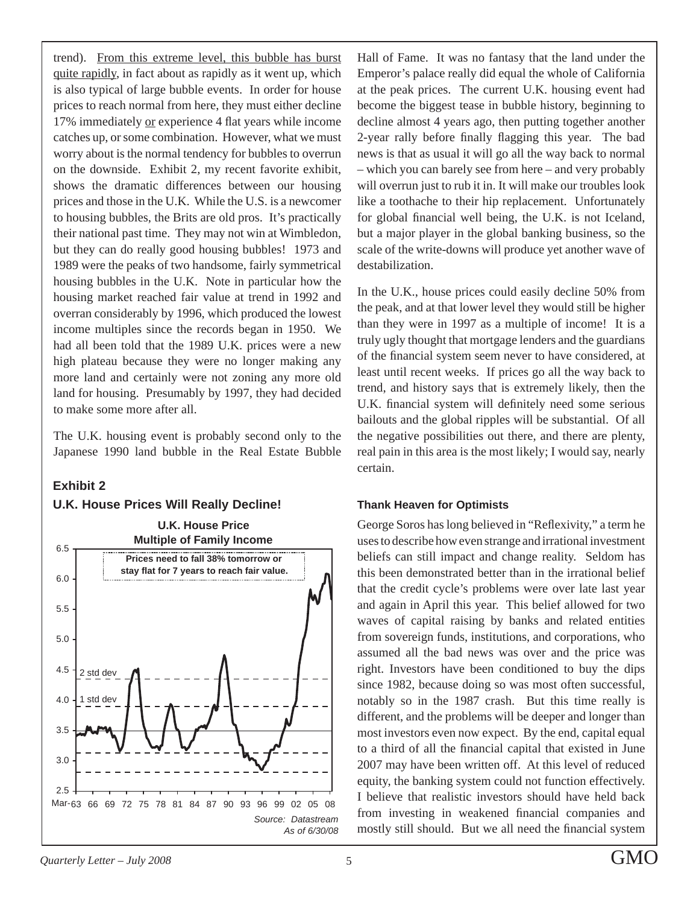trend). <u>From this extreme level, this bubble has burst quite rapidly</u>, in fact about as rapidly as it went up, which is also typical of large bubble events. In order for house prices to reach normal from here, they must either decline 17% immediately <u>or</u> experience 4 flat years while income catches up, or some combination. However, what we must worry about is the normal tendency for bubbles to overrun on the downside. Exhibit 2, my recent favorite exhibit, shows the dramatic differences between our housing prices and those in the U.K. While the U.S. is a newcomer to housing bubbles, the Brits are old pros. It's practically their national past time. They may not win at Wimbledon, but they can do really good housing bubbles! 1973 and 1989 were the peaks of two handsome, fairly symmetrical housing bubbles in the U.K. Note in particular how the housing market reached fair value at trend in 1992 and overran considerably by 1996, which produced the lowest income multiples since the records began in 1950. We had all been told that the 1989 U.K. prices were a new high plateau because they were no longer making any more land and certainly were not zoning any more old land for housing. Presumably by 1997, they had decided to make some more after all.

The U.K. housing event is probably second only to the Japanese 1990 land bubble in the Real Estate Bubble Hall of Fame. It was no fantasy that the land under the Emperor's palace really did equal the whole of California at the peak prices. The current U.K. housing event had become the biggest tease in bubble history, beginning to decline almost 4 years ago, then putting together another 2-year rally before finally flagging this year. The bad news is that as usual it will go all the way back to normal – which you can barely see from here – and very probably will overrun just to rub it in. It will make our troubles look like a toothache to their hip replacement. Unfortunately for global financial well being, the U.K. is not Iceland, but a major player in the global banking business, so the scale of the write-downs will produce yet another wave of destabilization.

**Exhibit 2**

**U.K. House Prices Will Really Decline!**

**U.K. House Price Multiple of Family Income**

**Prices need to fall 38% tomorrow or stay flat for 7 years to reach fair value.**

2 std dev

1 std dev

6.5
6.0
5.5
5.0
4.5
4.0
3.5
3.0
2.5

Mar-63 66 69 72 75 78 81 84 87 90 93 96 99 02 05 08

*Source: Datastream*
*As of 6/30/08*

In the U.K., house prices could easily decline 50% from the peak, and at that lower level they would still be higher than they were in 1997 as a multiple of income! It is a truly ugly thought that mortgage lenders and the guardians of the financial system seem never to have considered, at least until recent weeks. If prices go all the way back to trend, and history says that is extremely likely, then the U.K. financial system will definitely need some serious bailouts and the global ripples will be substantial. Of all the negative possibilities out there, and there are plenty, real pain in this area is the most likely; I would say, nearly certain.

#### Thank Heaven for Optimists

George Soros has long believed in "Reflexivity," a term he uses to describe how even strange and irrational investment beliefs can still impact and change reality. Seldom has this been demonstrated better than in the irrational belief that the credit cycle's problems were over late last year and again in April this year. This belief allowed for two waves of capital raising by banks and related entities from sovereign funds, institutions, and corporations, who assumed all the bad news was over and the price was right. Investors have been conditioned to buy the dips since 1982, because doing so was most often successful, notably so in the 1987 crash. But this time really is different, and the problems will be deeper and longer than most investors even now expect. By the end, capital equal to a third of all the financial capital that existed in June 2007 may have been written off. At this level of reduced equity, the banking system could not function effectively. I believe that realistic investors should have held back from investing in weakened financial companies and mostly still should. But we all need the financial system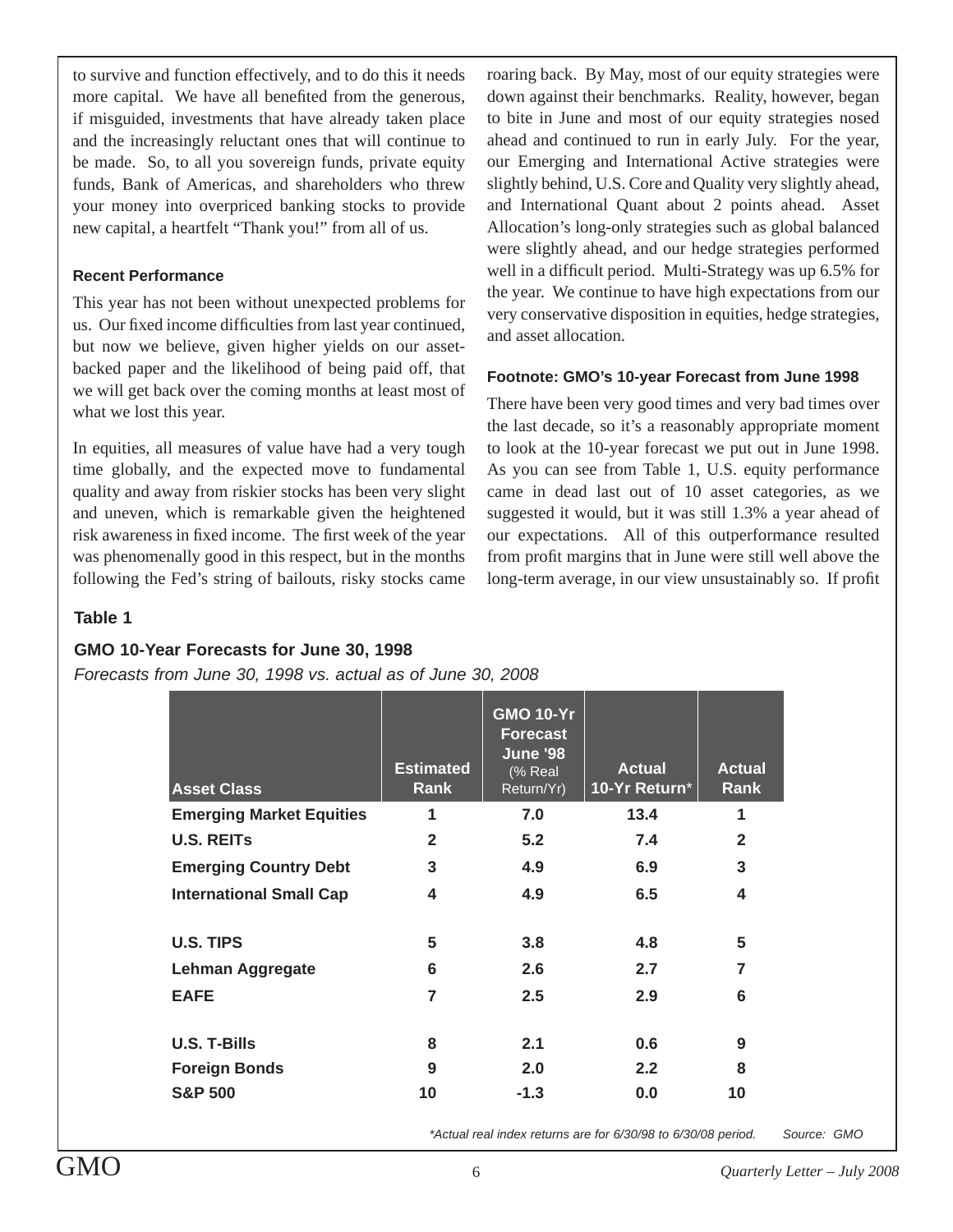to survive and function effectively, and to do this it needs more capital. We have all benefited from the generous, if misguided, investments that have already taken place and the increasingly reluctant ones that will continue to be made. So, to all you sovereign funds, private equity funds, Bank of Americas, and shareholders who threw your money into overpriced banking stocks to provide new capital, a heartfelt "Thank you!" from all of us.

### Recent Performance

This year has not been without unexpected problems for us. Our fixed income difficulties from last year continued, but now we believe, given higher yields on our asset-backed paper and the likelihood of being paid off, that we will get back over the coming months at least most of what we lost this year.

In equities, all measures of value have had a very tough time globally, and the expected move to fundamental quality and away from riskier stocks has been very slight and uneven, which is remarkable given the heightened risk awareness in fixed income. The first week of the year was phenomenally good in this respect, but in the months following the Fed's string of bailouts, risky stocks came roaring back. By May, most of our equity strategies were down against their benchmarks. Reality, however, began to bite in June and most of our equity strategies nosed ahead and continued to run in early July. For the year, our Emerging and International Active strategies were slightly behind, U.S. Core and Quality very slightly ahead, and International Quant about 2 points ahead. Asset Allocation's long-only strategies such as global balanced were slightly ahead, and our hedge strategies performed well in a difficult period. Multi-Strategy was up 6.5% for the year. We continue to have high expectations from our very conservative disposition in equities, hedge strategies, and asset allocation.

### Footnote: GMO's 10-year Forecast from June 1998

There have been very good times and very bad times over the last decade, so it's a reasonably appropriate moment to look at the 10-year forecast we put out in June 1998. As you can see from Table 1, U.S. equity performance came in dead last out of 10 asset categories, as we suggested it would, but it was still 1.3% a year ahead of our expectations. All of this outperformance resulted from profit margins that in June were still well above the long-term average, in our view unsustainably so. If profit

**Table 1**

**GMO 10-Year Forecasts for June 30, 1998**

*Forecasts from June 30, 1998 vs. actual as of June 30, 2008*

| Asset Class | Estimated Rank | GMO 10-Yr Forecast June '98 (% Real Return/Yr) | Actual 10-Yr Return* | Actual Rank |
|---|---|---|---|---|
| Emerging Market Equities | 1 | 7.0 | 13.4 | 1 |
| U.S. REITs | 2 | 5.2 | 7.4 | 2 |
| Emerging Country Debt | 3 | 4.9 | 6.9 | 3 |
| International Small Cap | 4 | 4.9 | 6.5 | 4 |
| U.S. TIPS | 5 | 3.8 | 4.8 | 5 |
| Lehman Aggregate | 6 | 2.6 | 2.7 | 7 |
| EAFE | 7 | 2.5 | 2.9 | 6 |
| U.S. T-Bills | 8 | 2.1 | 0.6 | 9 |
| Foreign Bonds | 9 | 2.0 | 2.2 | 8 |
| S&P 500 | 10 | -1.3 | 0.0 | 10 |

*\*Actual real index returns are for 6/30/98 to 6/30/08 period.* *Source: GMO*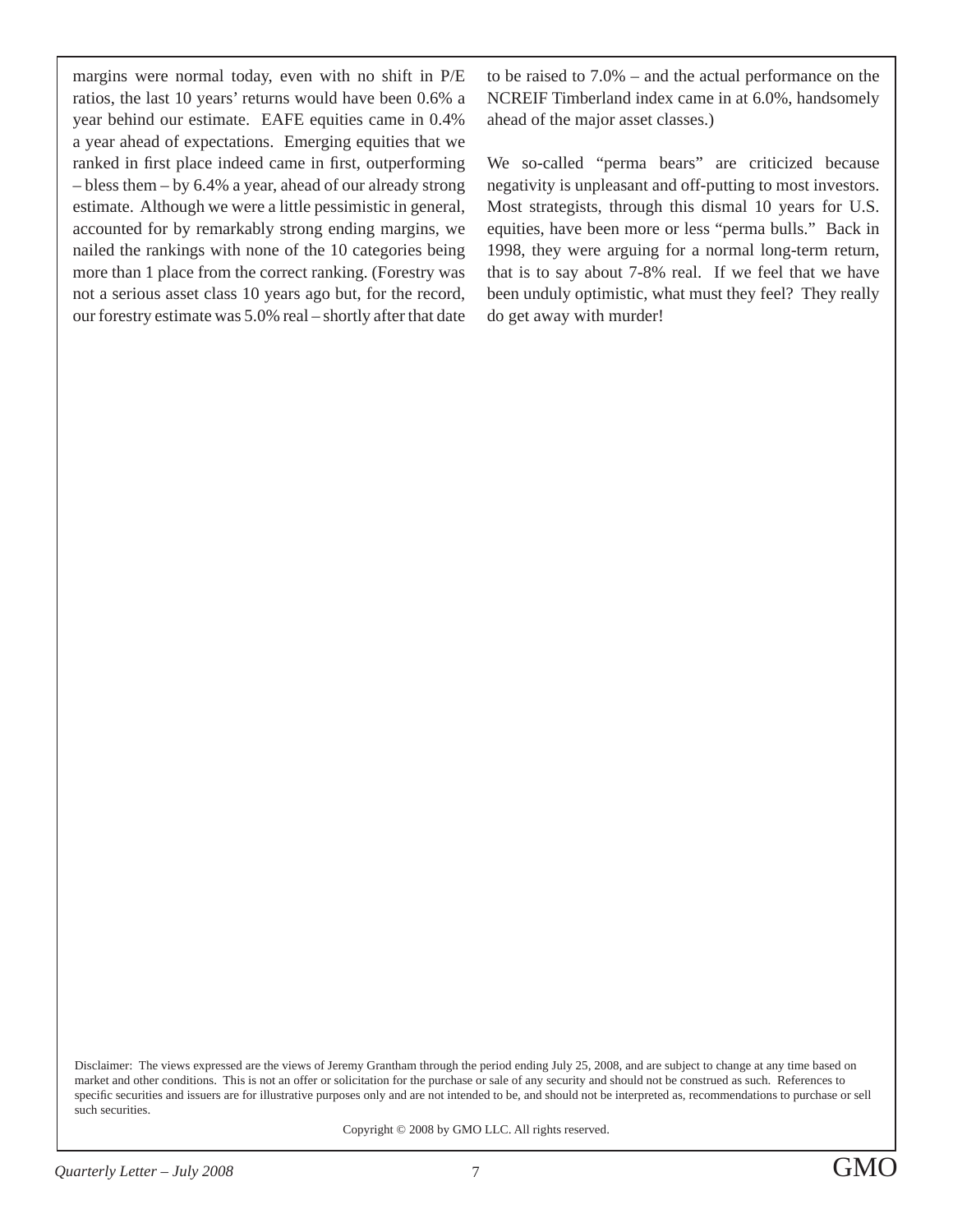margins were normal today, even with no shift in P/E ratios, the last 10 years' returns would have been 0.6% a year behind our estimate. EAFE equities came in 0.4% a year ahead of expectations. Emerging equities that we ranked in first place indeed came in first, outperforming – bless them – by 6.4% a year, ahead of our already strong estimate. Although we were a little pessimistic in general, accounted for by remarkably strong ending margins, we nailed the rankings with none of the 10 categories being more than 1 place from the correct ranking. (Forestry was not a serious asset class 10 years ago but, for the record, our forestry estimate was 5.0% real – shortly after that date to be raised to 7.0% – and the actual performance on the NCREIF Timberland index came in at 6.0%, handsomely ahead of the major asset classes.)

We so-called "perma bears" are criticized because negativity is unpleasant and off-putting to most investors. Most strategists, through this dismal 10 years for U.S. equities, have been more or less "perma bulls." Back in 1998, they were arguing for a normal long-term return, that is to say about 7-8% real. If we feel that we have been unduly optimistic, what must they feel? They really do get away with murder!

Disclaimer: The views expressed are the views of Jeremy Grantham through the period ending July 25, 2008, and are subject to change at any time based on market and other conditions. This is not an offer or solicitation for the purchase or sale of any security and should not be construed as such. References to specific securities and issuers are for illustrative purposes only and are not intended to be, and should not be interpreted as, recommendations to purchase or sell such securities.

Copyright © 2008 by GMO LLC. All rights reserved.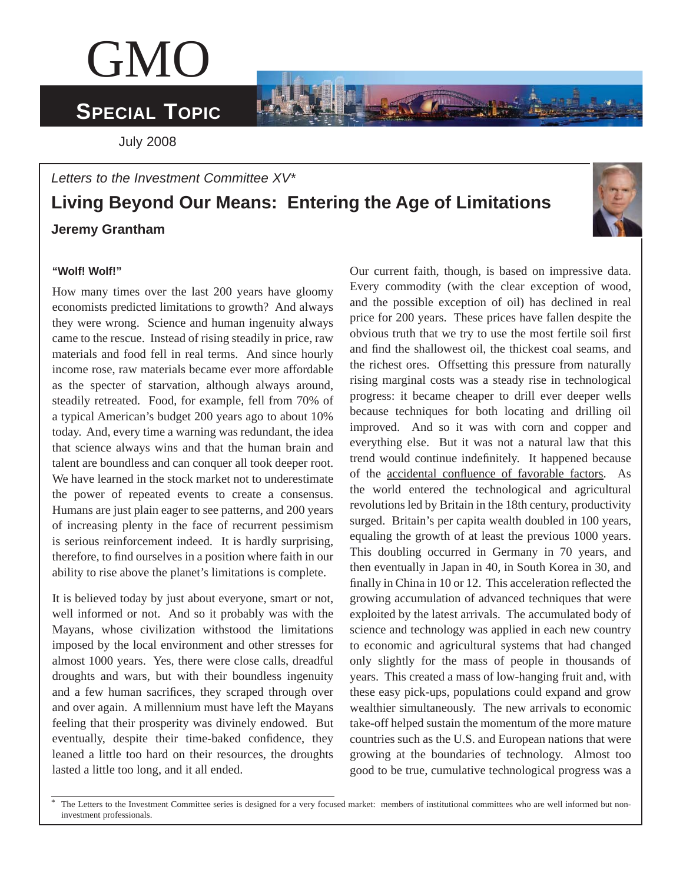GMO

**Special Topic**

July 2008

*Letters to the Investment Committee XV**

# Living Beyond Our Means: Entering the Age of Limitations

**Jeremy Grantham**

### "Wolf! Wolf!"

How many times over the last 200 years have gloomy economists predicted limitations to growth? And always they were wrong. Science and human ingenuity always came to the rescue. Instead of rising steadily in price, raw materials and food fell in real terms. And since hourly income rose, raw materials became ever more affordable as the specter of starvation, although always around, steadily retreated. Food, for example, fell from 70% of a typical American's budget 200 years ago to about 10% today. And, every time a warning was redundant, the idea that science always wins and that the human brain and talent are boundless and can conquer all took deeper root. We have learned in the stock market not to underestimate the power of repeated events to create a consensus. Humans are just plain eager to see patterns, and 200 years of increasing plenty in the face of recurrent pessimism is serious reinforcement indeed. It is hardly surprising, therefore, to find ourselves in a position where faith in our ability to rise above the planet's limitations is complete.

It is believed today by just about everyone, smart or not, well informed or not. And so it probably was with the Mayans, whose civilization withstood the limitations imposed by the local environment and other stresses for almost 1000 years. Yes, there were close calls, dreadful droughts and wars, but with their boundless ingenuity and a few human sacrifices, they scraped through over and over again. A millennium must have left the Mayans feeling that their prosperity was divinely endowed. But eventually, despite their time-baked confidence, they leaned a little too hard on their resources, the droughts lasted a little too long, and it all ended.

Our current faith, though, is based on impressive data. Every commodity (with the clear exception of wood, and the possible exception of oil) has declined in real price for 200 years. These prices have fallen despite the obvious truth that we try to use the most fertile soil first and find the shallowest oil, the thickest coal seams, and the richest ores. Offsetting this pressure from naturally rising marginal costs was a steady rise in technological progress: it became cheaper to drill ever deeper wells because techniques for both locating and drilling oil improved. And so it was with corn and copper and everything else. But it was not a natural law that this trend would continue indefinitely. It happened because of the accidental confluence of favorable factors. As the world entered the technological and agricultural revolutions led by Britain in the 18th century, productivity surged. Britain's per capita wealth doubled in 100 years, equaling the growth of at least the previous 1000 years. This doubling occurred in Germany in 70 years, and then eventually in Japan in 40, in South Korea in 30, and finally in China in 10 or 12. This acceleration reflected the growing accumulation of advanced techniques that were exploited by the latest arrivals. The accumulated body of science and technology was applied in each new country to economic and agricultural systems that had changed only slightly for the mass of people in thousands of years. This created a mass of low-hanging fruit and, with these easy pick-ups, populations could expand and grow wealthier simultaneously. The new arrivals to economic take-off helped sustain the momentum of the more mature countries such as the U.S. and European nations that were growing at the boundaries of technology. Almost too good to be true, cumulative technological progress was a

* The Letters to the Investment Committee series is designed for a very focused market: members of institutional committees who are well informed but non-investment professionals.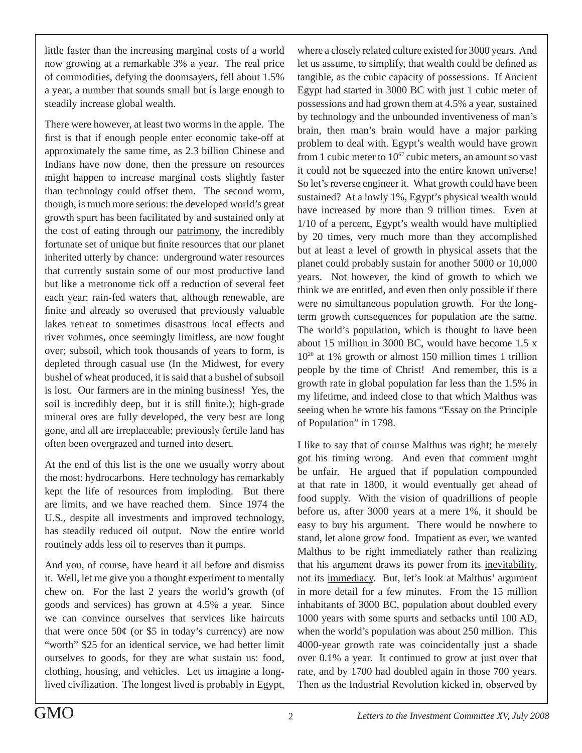little faster than the increasing marginal costs of a world now growing at a remarkable 3% a year. The real price of commodities, defying the doomsayers, fell about 1.5% a year, a number that sounds small but is large enough to steadily increase global wealth.

There were however, at least two worms in the apple. The first is that if enough people enter economic take-off at approximately the same time, as 2.3 billion Chinese and Indians have now done, then the pressure on resources might happen to increase marginal costs slightly faster than technology could offset them. The second worm, though, is much more serious: the developed world's great growth spurt has been facilitated by and sustained only at the cost of eating through our patrimony, the incredibly fortunate set of unique but finite resources that our planet inherited utterly by chance: underground water resources that currently sustain some of our most productive land but like a metronome tick off a reduction of several feet each year; rain-fed waters that, although renewable, are finite and already so overused that previously valuable lakes retreat to sometimes disastrous local effects and river volumes, once seemingly limitless, are now fought over; subsoil, which took thousands of years to form, is depleted through casual use (In the Midwest, for every bushel of wheat produced, it is said that a bushel of subsoil is lost. Our farmers are in the mining business! Yes, the soil is incredibly deep, but it is still finite.); high-grade mineral ores are fully developed, the very best are long gone, and all are irreplaceable; previously fertile land has often been overgrazed and turned into desert.

At the end of this list is the one we usually worry about the most: hydrocarbons. Here technology has remarkably kept the life of resources from imploding. But there are limits, and we have reached them. Since 1974 the U.S., despite all investments and improved technology, has steadily reduced oil output. Now the entire world routinely adds less oil to reserves than it pumps.

And you, of course, have heard it all before and dismiss it. Well, let me give you a thought experiment to mentally chew on. For the last 2 years the world's growth (of goods and services) has grown at 4.5% a year. Since we can convince ourselves that services like haircuts that were once 50¢ (or $5 in today's currency) are now "worth" $25 for an identical service, we had better limit ourselves to goods, for they are what sustain us: food, clothing, housing, and vehicles. Let us imagine a long-lived civilization. The longest lived is probably in Egypt, where a closely related culture existed for 3000 years. And let us assume, to simplify, that wealth could be defined as tangible, as the cubic capacity of possessions. If Ancient Egypt had started in 3000 BC with just 1 cubic meter of possessions and had grown them at 4.5% a year, sustained by technology and the unbounded inventiveness of man's brain, then man's brain would have a major parking problem to deal with. Egypt's wealth would have grown from 1 cubic meter to $10^{67}$ cubic meters, an amount so vast it could not be squeezed into the entire known universe! So let's reverse engineer it. What growth could have been sustained? At a lowly 1%, Egypt's physical wealth would have increased by more than 9 trillion times. Even at 1/10 of a percent, Egypt's wealth would have multiplied by 20 times, very much more than they accomplished but at least a level of growth in physical assets that the planet could probably sustain for another 5000 or 10,000 years. Not however, the kind of growth to which we think we are entitled, and even then only possible if there were no simultaneous population growth. For the long-term growth consequences for population are the same. The world's population, which is thought to have been about 15 million in 3000 BC, would have become $1.5 \times 10^{20}$ at 1% growth or almost 150 million times 1 trillion people by the time of Christ! And remember, this is a growth rate in global population far less than the 1.5% in my lifetime, and indeed close to that which Malthus was seeing when he wrote his famous "Essay on the Principle of Population" in 1798.

I like to say that of course Malthus was right; he merely got his timing wrong. And even that comment might be unfair. He argued that if population compounded at that rate in 1800, it would eventually get ahead of food supply. With the vision of quadrillions of people before us, after 3000 years at a mere 1%, it should be easy to buy his argument. There would be nowhere to stand, let alone grow food. Impatient as ever, we wanted Malthus to be right immediately rather than realizing that his argument draws its power from its inevitability, not its immediacy. But, let's look at Malthus' argument in more detail for a few minutes. From the 15 million inhabitants of 3000 BC, population about doubled every 1000 years with some spurts and setbacks until 100 AD, when the world's population was about 250 million. This 4000-year growth rate was coincidentally just a shade over 0.1% a year. It continued to grow at just over that rate, and by 1700 had doubled again in those 700 years. Then as the Industrial Revolution kicked in, observed by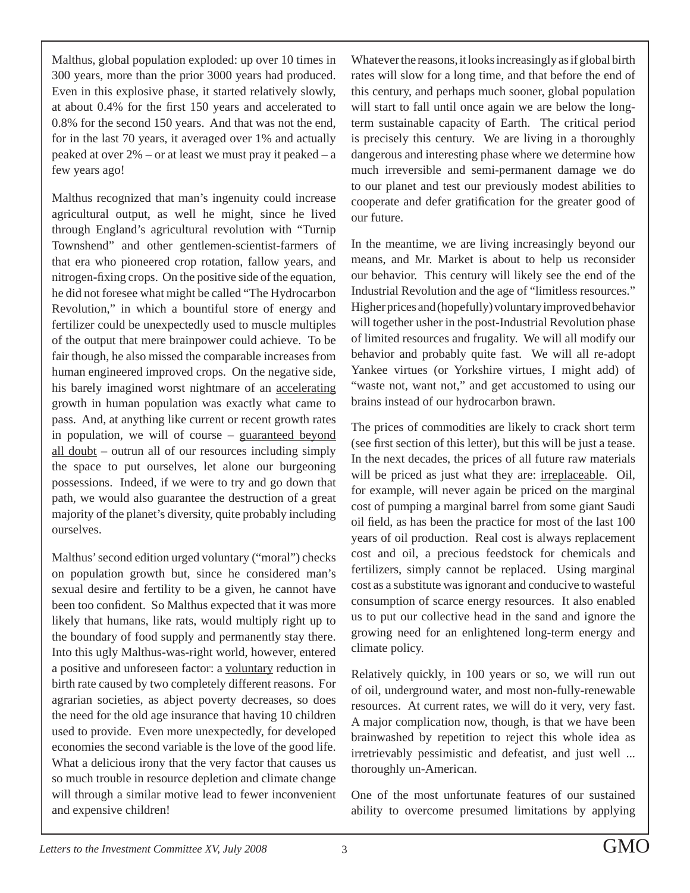Malthus, global population exploded: up over 10 times in 300 years, more than the prior 3000 years had produced. Even in this explosive phase, it started relatively slowly, at about 0.4% for the first 150 years and accelerated to 0.8% for the second 150 years. And that was not the end, for in the last 70 years, it averaged over 1% and actually peaked at over 2% – or at least we must pray it peaked – a few years ago!

Malthus recognized that man's ingenuity could increase agricultural output, as well he might, since he lived through England's agricultural revolution with "Turnip Townshend" and other gentlemen-scientist-farmers of that era who pioneered crop rotation, fallow years, and nitrogen-fixing crops. On the positive side of the equation, he did not foresee what might be called "The Hydrocarbon Revolution," in which a bountiful store of energy and fertilizer could be unexpectedly used to muscle multiples of the output that mere brainpower could achieve. To be fair though, he also missed the comparable increases from human engineered improved crops. On the negative side, his barely imagined worst nightmare of an accelerating growth in human population was exactly what came to pass. And, at anything like current or recent growth rates in population, we will of course – guaranteed beyond all doubt – outrun all of our resources including simply the space to put ourselves, let alone our burgeoning possessions. Indeed, if we were to try and go down that path, we would also guarantee the destruction of a great majority of the planet's diversity, quite probably including ourselves.

Malthus' second edition urged voluntary ("moral") checks on population growth but, since he considered man's sexual desire and fertility to be a given, he cannot have been too confident. So Malthus expected that it was more likely that humans, like rats, would multiply right up to the boundary of food supply and permanently stay there. Into this ugly Malthus-was-right world, however, entered a positive and unforeseen factor: a voluntary reduction in birth rate caused by two completely different reasons. For agrarian societies, as abject poverty decreases, so does the need for the old age insurance that having 10 children used to provide. Even more unexpectedly, for developed economies the second variable is the love of the good life. What a delicious irony that the very factor that causes us so much trouble in resource depletion and climate change will through a similar motive lead to fewer inconvenient and expensive children!

Whatever the reasons, it looks increasingly as if global birth rates will slow for a long time, and that before the end of this century, and perhaps much sooner, global population will start to fall until once again we are below the long-term sustainable capacity of Earth. The critical period is precisely this century. We are living in a thoroughly dangerous and interesting phase where we determine how much irreversible and semi-permanent damage we do to our planet and test our previously modest abilities to cooperate and defer gratification for the greater good of our future.

In the meantime, we are living increasingly beyond our means, and Mr. Market is about to help us reconsider our behavior. This century will likely see the end of the Industrial Revolution and the age of "limitless resources." Higher prices and (hopefully) voluntary improved behavior will together usher in the post-Industrial Revolution phase of limited resources and frugality. We will all modify our behavior and probably quite fast. We will all re-adopt Yankee virtues (or Yorkshire virtues, I might add) of "waste not, want not," and get accustomed to using our brains instead of our hydrocarbon brawn.

The prices of commodities are likely to crack short term (see first section of this letter), but this will be just a tease. In the next decades, the prices of all future raw materials will be priced as just what they are: irreplaceable. Oil, for example, will never again be priced on the marginal cost of pumping a marginal barrel from some giant Saudi oil field, as has been the practice for most of the last 100 years of oil production. Real cost is always replacement cost and oil, a precious feedstock for chemicals and fertilizers, simply cannot be replaced. Using marginal cost as a substitute was ignorant and conducive to wasteful consumption of scarce energy resources. It also enabled us to put our collective head in the sand and ignore the growing need for an enlightened long-term energy and climate policy.

Relatively quickly, in 100 years or so, we will run out of oil, underground water, and most non-fully-renewable resources. At current rates, we will do it very, very fast. A major complication now, though, is that we have been brainwashed by repetition to reject this whole idea as irretrievably pessimistic and defeatist, and just well ... thoroughly un-American.

One of the most unfortunate features of our sustained ability to overcome presumed limitations by applying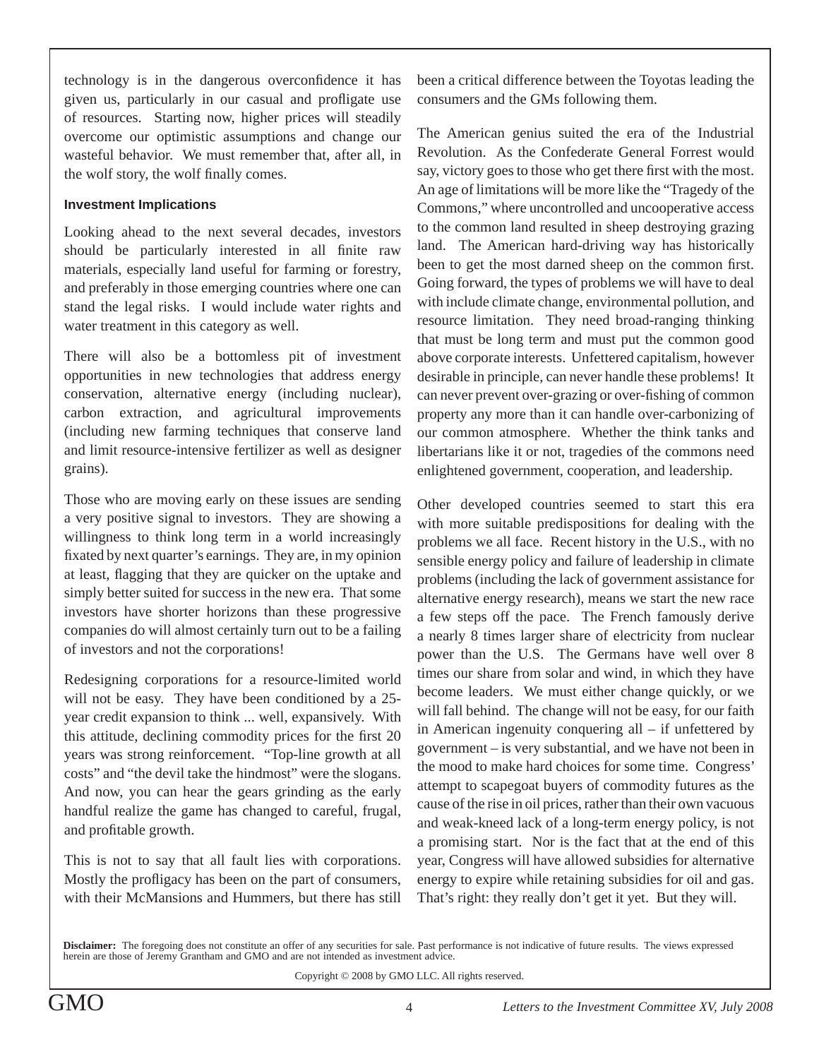technology is in the dangerous overconfidence it has given us, particularly in our casual and profligate use of resources. Starting now, higher prices will steadily overcome our optimistic assumptions and change our wasteful behavior. We must remember that, after all, in the wolf story, the wolf finally comes.

**Investment Implications**

Looking ahead to the next several decades, investors should be particularly interested in all finite raw materials, especially land useful for farming or forestry, and preferably in those emerging countries where one can stand the legal risks. I would include water rights and water treatment in this category as well.

There will also be a bottomless pit of investment opportunities in new technologies that address energy conservation, alternative energy (including nuclear), carbon extraction, and agricultural improvements (including new farming techniques that conserve land and limit resource-intensive fertilizer as well as designer grains).

Those who are moving early on these issues are sending a very positive signal to investors. They are showing a willingness to think long term in a world increasingly fixated by next quarter's earnings. They are, in my opinion at least, flagging that they are quicker on the uptake and simply better suited for success in the new era. That some investors have shorter horizons than these progressive companies do will almost certainly turn out to be a failing of investors and not the corporations!

Redesigning corporations for a resource-limited world will not be easy. They have been conditioned by a 25-year credit expansion to think ... well, expansively. With this attitude, declining commodity prices for the first 20 years was strong reinforcement. "Top-line growth at all costs" and "the devil take the hindmost" were the slogans. And now, you can hear the gears grinding as the early handful realize the game has changed to careful, frugal, and profitable growth.

This is not to say that all fault lies with corporations. Mostly the profligacy has been on the part of consumers, with their McMansions and Hummers, but there has still been a critical difference between the Toyotas leading the consumers and the GMs following them.

The American genius suited the era of the Industrial Revolution. As the Confederate General Forrest would say, victory goes to those who get there first with the most. An age of limitations will be more like the "Tragedy of the Commons," where uncontrolled and uncooperative access to the common land resulted in sheep destroying grazing land. The American hard-driving way has historically been to get the most darned sheep on the common first. Going forward, the types of problems we will have to deal with include climate change, environmental pollution, and resource limitation. They need broad-ranging thinking that must be long term and must put the common good above corporate interests. Unfettered capitalism, however desirable in principle, can never handle these problems! It can never prevent over-grazing or over-fishing of common property any more than it can handle over-carbonizing of our common atmosphere. Whether the think tanks and libertarians like it or not, tragedies of the commons need enlightened government, cooperation, and leadership.

Other developed countries seemed to start this era with more suitable predispositions for dealing with the problems we all face. Recent history in the U.S., with no sensible energy policy and failure of leadership in climate problems (including the lack of government assistance for alternative energy research), means we start the new race a few steps off the pace. The French famously derive a nearly 8 times larger share of electricity from nuclear power than the U.S. The Germans have well over 8 times our share from solar and wind, in which they have become leaders. We must either change quickly, or we will fall behind. The change will not be easy, for our faith in American ingenuity conquering all – if unfettered by government – is very substantial, and we have not been in the mood to make hard choices for some time. Congress' attempt to scapegoat buyers of commodity futures as the cause of the rise in oil prices, rather than their own vacuous and weak-kneed lack of a long-term energy policy, is not a promising start. Nor is the fact that at the end of this year, Congress will have allowed subsidies for alternative energy to expire while retaining subsidies for oil and gas. That's right: they really don't get it yet. But they will.

**Disclaimer:** The foregoing does not constitute an offer of any securities for sale. Past performance is not indicative of future results. The views expressed herein are those of Jeremy Grantham and GMO and are not intended as investment advice.

Copyright © 2008 by GMO LLC. All rights reserved.